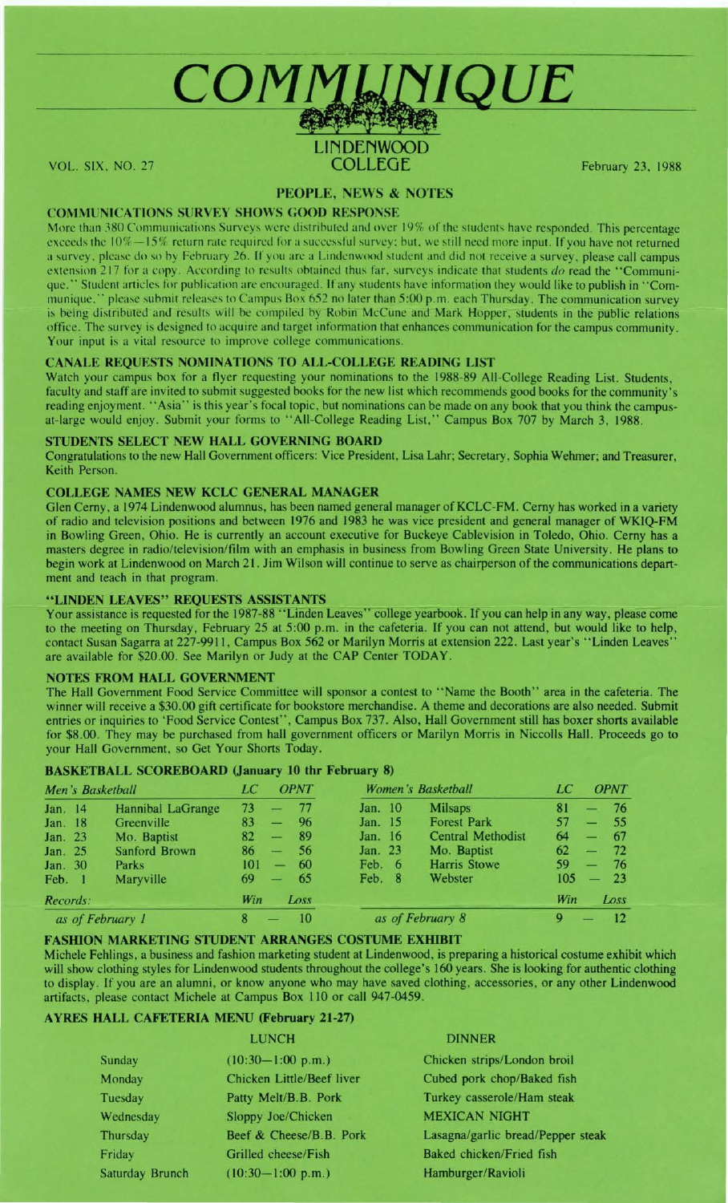# COMMUNIQUE

LINDENWOOD COLLEGE

VOL. SIX, NO. 27

February 23, 1988

## PEOPLE, NEWS & NOTES

### COMMUNICATIONS SURVEY SHOWS GOOD RESPONSE

More than 380 Communications Surveys were distributed and over 19% of the students have responded. This percentage exceeds the 10%—15% return rate required for a successful survey; but, we still need more input. If you have not returned a survey, please do so by February 26. If you are a Lindenwood student and did not receive a survey, please call campus extension 217 for a copy. According to results obtained thus far, surveys indicate that students *do* read the "Communique." please submit releases to Campus Box 652 no later than 5:00 p.m. each Thursday. Student articles for publication are encouraged. If any students have information they would like to publish in "Communique." please submit releases to Campus Box 652 no later than 5:00 p.m. each Thursday. The communication survey is being distributed and results will be compiled by Robin McCune and Mark Hopper, students in the public relations office. The survey is designed to acquire and target information that enhances communication for the campus community. Your input is a vital resource to improve college communications.

### CANALE REQUESTS NOMINATIONS TO ALL-COLLEGE READING LIST

Watch your campus box for a flyer requesting your nominations to the 1988-89 All-College Reading List. Students, faculty and staff are invited to submit suggested books for the new list which recommends good books for the community's reading enjoyment. "Asia" is this year's focal topic, but nominations can be made on any book that you think the campus-at-large would enjoy. Submit your forms to "All-College Reading List," Campus Box 707 by March 3, 1988.

### STUDENTS SELECT NEW HALL GOVERNING BOARD

Congratulations to the new Hall Government officers: Vice President, Lisa Lahr; Secretary, Sophia Wehmer; and Treasurer, Keith Person.

### COLLEGE NAMES NEW KCLC GENERAL MANAGER

Glen Cerny, a 1974 Lindenwood alumnus, has been named general manager of KCLC-FM. Cerny has worked in a variety of radio and television positions and between 1976 and 1983 he was vice president and general manager of WKIQ-FM in Bowling Green, Ohio. He is currently an account executive for Buckeye Cablevision in Toledo, Ohio. Cerny has a masters degree in radio/television/film with an emphasis in business from Bowling Green State University. He plans to begin work at Lindenwood on March 21. Jim Wilson will continue to serve as chairperson of the communications department and teach in that program.

### "LINDEN LEAVES" REQUESTS ASSISTANTS

Your assistance is requested for the 1987-88 "Linden Leaves" college yearbook. If you can help in any way, please come to the meeting on Thursday, February 25 at 5:00 p.m. in the cafeteria. If you can not attend, but would like to help, contact Susan Sagarra at 227-9911, Campus Box 562 or Marilyn Morris at extension 222. Last year's "Linden Leaves" are available for $20.00. See Marilyn or Judy at the CAP Center TODAY.

### NOTES FROM HALL GOVERNMENT

The Hall Government Food Service Committee will sponsor a contest to "Name the Booth" area in the cafeteria. The winner will receive a $30.00 gift certificate for bookstore merchandise. A theme and decorations are also needed. Submit entries or inquiries to 'Food Service Contest", Campus Box 737. Also, Hall Government still has boxer shorts available for $8.00. They may be purchased from hall government officers or Marilyn Morris in Niccolls Hall. Proceeds go to your Hall Government, so Get Your Shorts Today.

### BASKETBALL SCOREBOARD (January 10 thr February 8)

| *Men's Basketball* | | *LC* | *OPNT* |
|---|---|---|---|
| Jan. 14 | Hannibal LaGrange | 73 | 77 |
| Jan. 18 | Greenville | 83 | 96 |
| Jan. 23 | Mo. Baptist | 82 | 89 |
| Jan. 25 | Sanford Brown | 86 | 56 |
| Jan. 30 | Parks | 101 | 60 |
| Feb. 1 | Maryville | 69 | 65 |
| *Records:* | | *Win* | *Loss* |
| *as of February 1* | | 8 | 10 |

| *Women's Basketball* | | *LC* | *OPNT* |
|---|---|---|---|
| Jan. 10 | Milsaps | 81 | 76 |
| Jan. 15 | Forest Park | 57 | 55 |
| Jan. 16 | Central Methodist | 64 | 67 |
| Jan. 23 | Mo. Baptist | 62 | 72 |
| Feb. 6 | Harris Stowe | 59 | 76 |
| Feb. 8 | Webster | 105 | 23 |
| | | *Win* | *Loss* |
| *as of February 8* | | 9 | 12 |

### FASHION MARKETING STUDENT ARRANGES COSTUME EXHIBIT

Michele Fehlings, a business and fashion marketing student at Lindenwood, is preparing a historical costume exhibit which will show clothing styles for Lindenwood students throughout the college's 160 years. She is looking for authentic clothing to display. If you are an alumni, or know anyone who may have saved clothing, accessories, or any other Lindenwood artifacts, please contact Michele at Campus Box 110 or call 947-0459.

### AYRES HALL CAFETERIA MENU (February 21-27)

| | LUNCH | DINNER |
|---|---|---|
| Sunday | (10:30—1:00 p.m.) | Chicken strips/London broil |
| Monday | Chicken Little/Beef liver | Cubed pork chop/Baked fish |
| Tuesday | Patty Melt/B.B. Pork | Turkey casserole/Ham steak |
| Wednesday | Sloppy Joe/Chicken | MEXICAN NIGHT |
| Thursday | Beef & Cheese/B.B. Pork | Lasagna/garlic bread/Pepper steak |
| Friday | Grilled cheese/Fish | Baked chicken/Fried fish |
| Saturday Brunch | (10:30—1:00 p.m.) | Hamburger/Ravioli |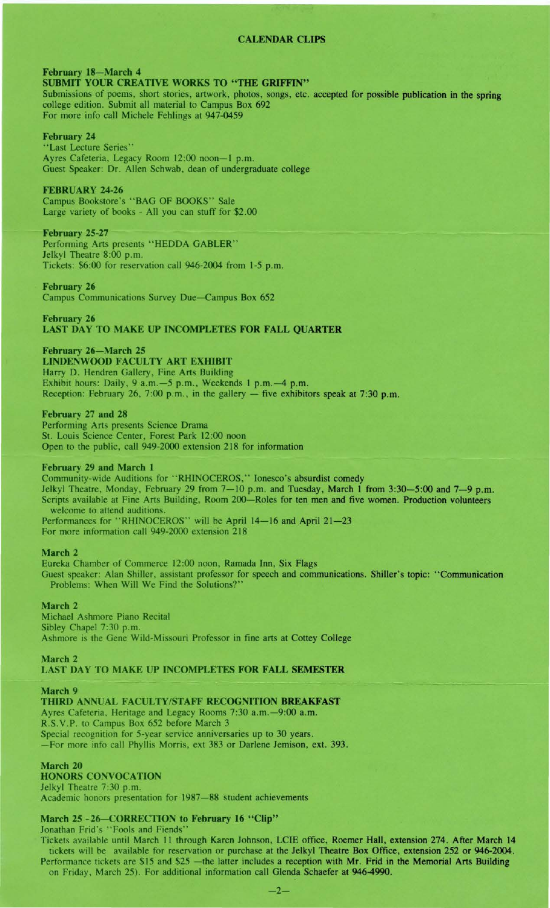# CALENDAR CLIPS

**February 18—March 4**
**SUBMIT YOUR CREATIVE WORKS TO "THE GRIFFIN"**
Submissions of poems, short stories, artwork, photos, songs, etc. accepted for possible publication in the spring college edition. Submit all material to Campus Box 692
For more info call Michele Fehlings at 947-0459

**February 24**
"Last Lecture Series"
Ayres Cafeteria, Legacy Room 12:00 noon—1 p.m.
Guest Speaker: Dr. Allen Schwab, dean of undergraduate college

**FEBRUARY 24-26**
Campus Bookstore's "BAG OF BOOKS" Sale
Large variety of books - All you can stuff for $2.00

**February 25-27**
Performing Arts presents "HEDDA GABLER"
Jelkyl Theatre 8:00 p.m.
Tickets: $6:00 for reservation call 946-2004 from 1-5 p.m.

**February 26**
Campus Communications Survey Due—Campus Box 652

**February 26**
**LAST DAY TO MAKE UP INCOMPLETES FOR FALL QUARTER**

**February 26—March 25**
**LINDENWOOD FACULTY ART EXHIBIT**
Harry D. Hendren Gallery, Fine Arts Building
Exhibit hours: Daily, 9 a.m.—5 p.m., Weekends 1 p.m.—4 p.m.
Reception: February 26, 7:00 p.m., in the gallery — five exhibitors speak at 7:30 p.m.

**February 27 and 28**
Performing Arts presents Science Drama
St. Louis Science Center, Forest Park 12:00 noon
Open to the public, call 949-2000 extension 218 for information

**February 29 and March 1**
Community-wide Auditions for "RHINOCEROS," Ionesco's absurdist comedy
Jelkyl Theatre, Monday, February 29 from 7—10 p.m. and Tuesday, March 1 from 3:30—5:00 and 7—9 p.m.
Scripts available at Fine Arts Building, Room 200—Roles for ten men and five women. Production volunteers welcome to attend auditions.
Performances for "RHINOCEROS" will be April 14—16 and April 21—23
For more information call 949-2000 extension 218

**March 2**
Eureka Chamber of Commerce 12:00 noon, Ramada Inn, Six Flags
Guest speaker: Alan Shiller, assistant professor for speech and communications. Shiller's topic: "Communication Problems: When Will We Find the Solutions?"

**March 2**
Michael Ashmore Piano Recital
Sibley Chapel 7:30 p.m.
Ashmore is the Gene Wild-Missouri Professor in fine arts at Cottey College

**March 2**
**LAST DAY TO MAKE UP INCOMPLETES FOR FALL SEMESTER**

**March 9**
**THIRD ANNUAL FACULTY/STAFF RECOGNITION BREAKFAST**
Ayres Cafeteria, Heritage and Legacy Rooms 7:30 a.m.—9:00 a.m.
R.S.V.P. to Campus Box 652 before March 3
Special recognition for 5-year service anniversaries up to 30 years.
—For more info call Phyllis Morris, ext 383 or Darlene Jemison, ext. 393.

**March 20**
**HONORS CONVOCATION**
Jelkyl Theatre 7:30 p.m.
Academic honors presentation for 1987—88 student achievements

**March 25 - 26—CORRECTION to February 16 "Clip"**
Jonathan Frid's "Fools and Fiends"
Tickets available until March 11 through Karen Johnson, LCIE office, Roemer Hall, extension 274. After March 14 tickets will be available for reservation or purchase at the Jelkyl Theatre Box Office, extension 252 or 946-2004.
Performance tickets are $15 and $25 —the latter includes a reception with Mr. Frid in the Memorial Arts Building on Friday, March 25). For additional information call Glenda Schaefer at 946-4990.